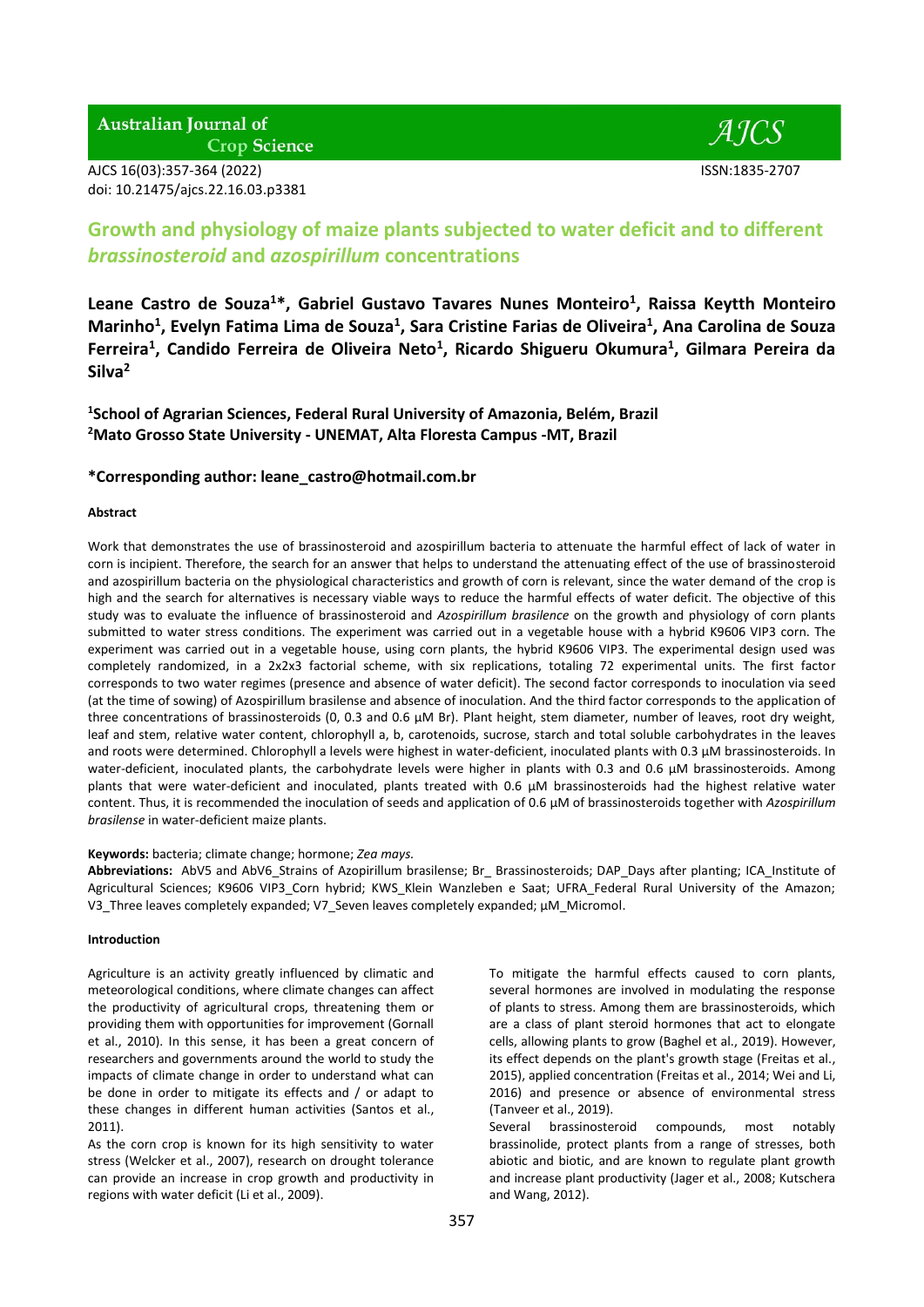# Growth and physiology of maize plants subjected to water deficit and to different *brassinosteroid* and *azospirillum* concentrations

**Leane Castro de Souza[1]\*, Gabriel Gustavo Tavares Nunes Monteiro[1], Raissa Keytth Monteiro Marinho[1], Evelyn Fatima Lima de Souza[1], Sara Cristine Farias de Oliveira[1], Ana Carolina de Souza Ferreira[1], Candido Ferreira de Oliveira Neto[1], Ricardo Shigueru Okumura[1], Gilmara Pereira da Silva[2]**

**[1]School of Agrarian Sciences, Federal Rural University of Amazonia, Belém, Brazil**
**[2]Mato Grosso State University - UNEMAT, Alta Floresta Campus -MT, Brazil**

**\*Corresponding author: leane_castro@hotmail.com.br**

AJCS 16(03):357-364 (2022)
doi: 10.21475/ajcs.22.16.03.p3381
ISSN:1835-2707

#### Abstract

Work that demonstrates the use of brassinosteroid and azospirillum bacteria to attenuate the harmful effect of lack of water in corn is incipient. Therefore, the search for an answer that helps to understand the attenuating effect of the use of brassinosteroid and azospirillum bacteria on the physiological characteristics and growth of corn is relevant, since the water demand of the crop is high and the search for alternatives is necessary viable ways to reduce the harmful effects of water deficit. The objective of this study was to evaluate the influence of brassinosteroid and *Azospirillum brasilence* on the growth and physiology of corn plants submitted to water stress conditions. The experiment was carried out in a vegetable house with a hybrid K9606 VIP3 corn. The experiment was carried out in a vegetable house, using corn plants, the hybrid K9606 VIP3. The experimental design used was completely randomized, in a 2x2x3 factorial scheme, with six replications, totaling 72 experimental units. The first factor corresponds to two water regimes (presence and absence of water deficit). The second factor corresponds to inoculation via seed (at the time of sowing) of Azospirillum brasilense and absence of inoculation. And the third factor corresponds to the application of three concentrations of brassinosteroids (0, 0.3 and 0.6 µM Br). Plant height, stem diameter, number of leaves, root dry weight, leaf and stem, relative water content, chlorophyll a, b, carotenoids, sucrose, starch and total soluble carbohydrates in the leaves and roots were determined. Chlorophyll a levels were highest in water-deficient, inoculated plants with 0.3 µM brassinosteroids. In water-deficient, inoculated plants, the carbohydrate levels were higher in plants with 0.3 and 0.6 µM brassinosteroids. Among plants that were water-deficient and inoculated, plants treated with 0.6 µM brassinosteroids had the highest relative water content. Thus, it is recommended the inoculation of seeds and application of 0.6 µM of brassinosteroids together with *Azospirillum brasilense* in water-deficient maize plants.

**Keywords:** bacteria; climate change; hormone; *Zea mays.*
**Abbreviations:** AbV5 and AbV6_Strains of Azopirillum brasilense; Br_ Brassinosteroids; DAP_Days after planting; ICA_Institute of Agricultural Sciences; K9606 VIP3_Corn hybrid; KWS_Klein Wanzleben e Saat; UFRA_Federal Rural University of the Amazon; V3_Three leaves completely expanded; V7_Seven leaves completely expanded; µM_Micromol.

#### Introduction

Agriculture is an activity greatly influenced by climatic and meteorological conditions, where climate changes can affect the productivity of agricultural crops, threatening them or providing them with opportunities for improvement (Gornall et al., 2010). In this sense, it has been a great concern of researchers and governments around the world to study the impacts of climate change in order to understand what can be done in order to mitigate its effects and / or adapt to these changes in different human activities (Santos et al., 2011).

As the corn crop is known for its high sensitivity to water stress (Welcker et al., 2007), research on drought tolerance can provide an increase in crop growth and productivity in regions with water deficit (Li et al., 2009).

To mitigate the harmful effects caused to corn plants, several hormones are involved in modulating the response of plants to stress. Among them are brassinosteroids, which are a class of plant steroid hormones that act to elongate cells, allowing plants to grow (Baghel et al., 2019). However, its effect depends on the plant's growth stage (Freitas et al., 2015), applied concentration (Freitas et al., 2014; Wei and Li, 2016) and presence or absence of environmental stress (Tanveer et al., 2019).

Several brassinosteroid compounds, most notably brassinolide, protect plants from a range of stresses, both abiotic and biotic, and are known to regulate plant growth and increase plant productivity (Jager et al., 2008; Kutschera and Wang, 2012).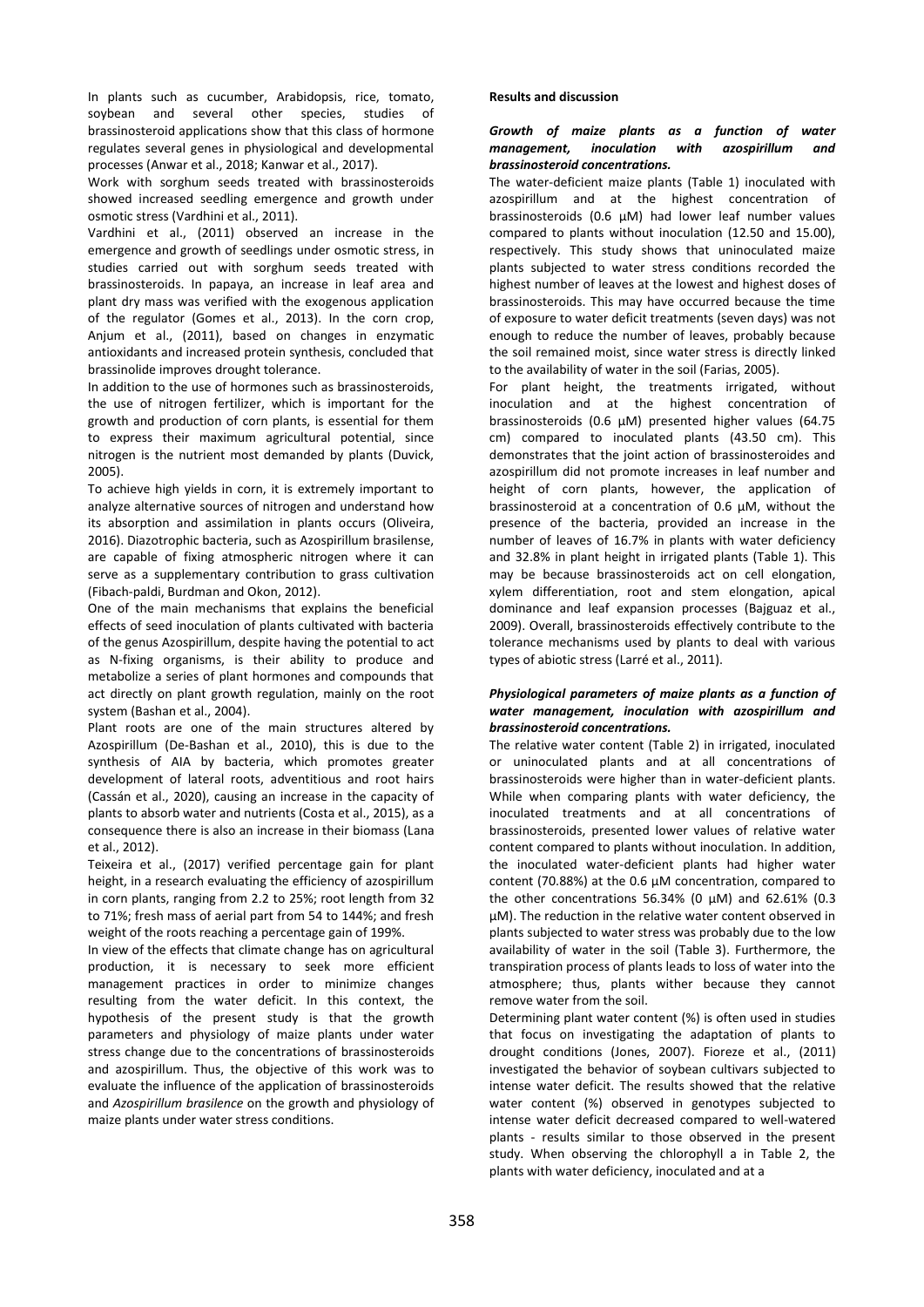In plants such as cucumber, Arabidopsis, rice, tomato, soybean and several other species, studies of brassinosteroid applications show that this class of hormone regulates several genes in physiological and developmental processes (Anwar et al., 2018; Kanwar et al., 2017).

Work with sorghum seeds treated with brassinosteroids showed increased seedling emergence and growth under osmotic stress (Vardhini et al., 2011).

Vardhini et al., (2011) observed an increase in the emergence and growth of seedlings under osmotic stress, in studies carried out with sorghum seeds treated with brassinosteroids. In papaya, an increase in leaf area and plant dry mass was verified with the exogenous application of the regulator (Gomes et al., 2013). In the corn crop, Anjum et al., (2011), based on changes in enzymatic antioxidants and increased protein synthesis, concluded that brassinolide improves drought tolerance.

In addition to the use of hormones such as brassinosteroids, the use of nitrogen fertilizer, which is important for the growth and production of corn plants, is essential for them to express their maximum agricultural potential, since nitrogen is the nutrient most demanded by plants (Duvick, 2005).

To achieve high yields in corn, it is extremely important to analyze alternative sources of nitrogen and understand how its absorption and assimilation in plants occurs (Oliveira, 2016). Diazotrophic bacteria, such as Azospirillum brasilense, are capable of fixing atmospheric nitrogen where it can serve as a supplementary contribution to grass cultivation (Fibach-paldi, Burdman and Okon, 2012).

One of the main mechanisms that explains the beneficial effects of seed inoculation of plants cultivated with bacteria of the genus Azospirillum, despite having the potential to act as N-fixing organisms, is their ability to produce and metabolize a series of plant hormones and compounds that act directly on plant growth regulation, mainly on the root system (Bashan et al., 2004).

Plant roots are one of the main structures altered by Azospirillum (De-Bashan et al., 2010), this is due to the synthesis of AIA by bacteria, which promotes greater development of lateral roots, adventitious and root hairs (Cassán et al., 2020), causing an increase in the capacity of plants to absorb water and nutrients (Costa et al., 2015), as a consequence there is also an increase in their biomass (Lana et al., 2012).

Teixeira et al., (2017) verified percentage gain for plant height, in a research evaluating the efficiency of azospirillum in corn plants, ranging from 2.2 to 25%; root length from 32 to 71%; fresh mass of aerial part from 54 to 144%; and fresh weight of the roots reaching a percentage gain of 199%.

In view of the effects that climate change has on agricultural production, it is necessary to seek more efficient management practices in order to minimize changes resulting from the water deficit. In this context, the hypothesis of the present study is that the growth parameters and physiology of maize plants under water stress change due to the concentrations of brassinosteroids and azospirillum. Thus, the objective of this work was to evaluate the influence of the application of brassinosteroids and *Azospirillum brasilense* on the growth and physiology of maize plants under water stress conditions.

## Results and discussion

### *Growth of maize plants as a function of water management, inoculation with azospirillum and brassinosteroid concentrations.*

The water-deficient maize plants (Table 1) inoculated with azospirillum and at the highest concentration of brassinosteroids (0.6 µM) had lower leaf number values compared to plants without inoculation (12.50 and 15.00), respectively. This study shows that uninoculated maize plants subjected to water stress conditions recorded the highest number of leaves at the lowest and highest doses of brassinosteroids. This may have occurred because the time of exposure to water deficit treatments (seven days) was not enough to reduce the number of leaves, probably because the soil remained moist, since water stress is directly linked to the availability of water in the soil (Farias, 2005).

For plant height, the treatments irrigated, without inoculation and at the highest concentration of brassinosteroids (0.6 µM) presented higher values (64.75 cm) compared to inoculated plants (43.50 cm). This demonstrates that the joint action of brassinosteroides and azospirillum did not promote increases in leaf number and height of corn plants, however, the application of brassinosteroid at a concentration of 0.6 µM, without the presence of the bacteria, provided an increase in the number of leaves of 16.7% in plants with water deficiency and 32.8% in plant height in irrigated plants (Table 1). This may be because brassinosteroids act on cell elongation, xylem differentiation, root and stem elongation, apical dominance and leaf expansion processes (Bajguaz et al., 2009). Overall, brassinosteroids effectively contribute to the tolerance mechanisms used by plants to deal with various types of abiotic stress (Larré et al., 2011).

### *Physiological parameters of maize plants as a function of water management, inoculation with azospirillum and brassinosteroid concentrations.*

The relative water content (Table 2) in irrigated, inoculated or uninoculated plants and at all concentrations of brassinosteroids were higher than in water-deficient plants. While when comparing plants with water deficiency, the inoculated treatments and at all concentrations of brassinosteroids, presented lower values of relative water content compared to plants without inoculation. In addition, the inoculated water-deficient plants had higher water content (70.88%) at the 0.6 µM concentration, compared to the other concentrations 56.34% (0 µM) and 62.61% (0.3 µM). The reduction in the relative water content observed in plants subjected to water stress was probably due to the low availability of water in the soil (Table 3). Furthermore, the transpiration process of plants leads to loss of water into the atmosphere; thus, plants wither because they cannot remove water from the soil.

Determining plant water content (%) is often used in studies that focus on investigating the adaptation of plants to drought conditions (Jones, 2007). Fioreze et al., (2011) investigated the behavior of soybean cultivars subjected to intense water deficit. The results showed that the relative water content (%) observed in genotypes subjected to intense water deficit decreased compared to well-watered plants - results similar to those observed in the present study. When observing the chlorophyll a in Table 2, the plants with water deficiency, inoculated and at a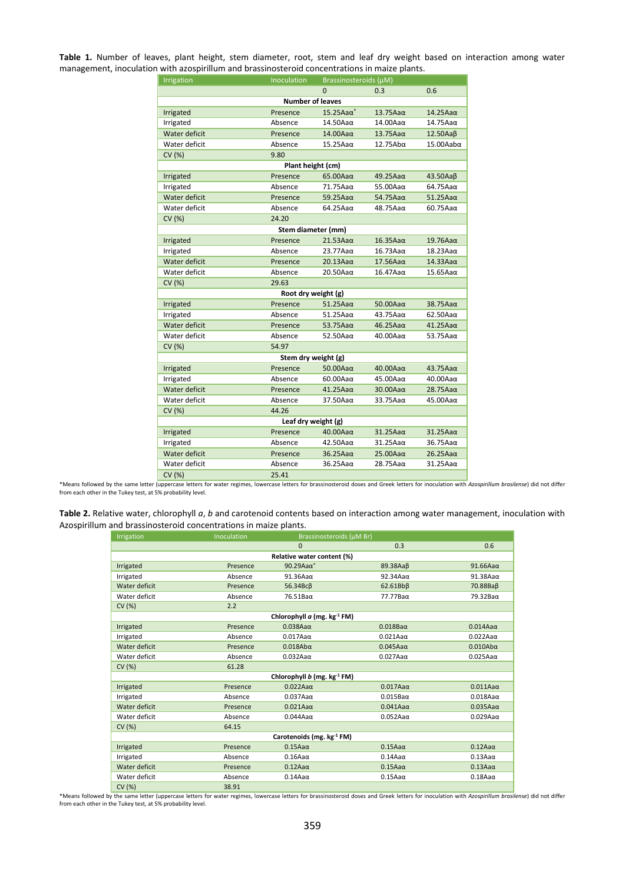**Table 1.** Number of leaves, plant height, stem diameter, root, stem and leaf dry weight based on interaction among water management, inoculation with azospirillum and brassinosteroid concentrations in maize plants.

| Irrigation | Inoculation | Brassinosteroids (µM) | | |
|---|---|---|---|---|
| | | 0 | 0.3 | 0.6 |
| **Number of leaves** | | | | |
| Irrigated | Presence | 15.25Aaα* | 13.75Aaα | 14.25Aaα |
| Irrigated | Absence | 14.50Aaα | 14.00Aaα | 14.75Aaα |
| Water deficit | Presence | 14.00Aaα | 13.75Aaα | 12.50Aaβ |
| Water deficit | Absence | 15.25Aaα | 12.75Abα | 15.00Aabα |
| CV (%) | | 9.80 | | |
| **Plant height (cm)** | | | | |
| Irrigated | Presence | 65.00Aaα | 49.25Aaα | 43.50Aaβ |
| Irrigated | Absence | 71.75Aaα | 55.00Aaα | 64.75Aaα |
| Water deficit | Presence | 59.25Aaα | 54.75Aaα | 51.25Aaα |
| Water deficit | Absence | 64.25Aaα | 48.75Aaα | 60.75Aaα |
| CV (%) | | 24.20 | | |
| **Stem diameter (mm)** | | | | |
| Irrigated | Presence | 21.53Aaα | 16.35Aaα | 19.76Aaα |
| Irrigated | Absence | 23.77Aaα | 16.73Aaα | 18.23Aaα |
| Water deficit | Presence | 20.13Aaα | 17.56Aaα | 14.33Aaα |
| Water deficit | Absence | 20.50Aaα | 16.47Aaα | 15.65Aaα |
| CV (%) | | 29.63 | | |
| **Root dry weight (g)** | | | | |
| Irrigated | Presence | 51.25Aaα | 50.00Aaα | 38.75Aaα |
| Irrigated | Absence | 51.25Aaα | 43.75Aaα | 62.50Aaα |
| Water deficit | Presence | 53.75Aaα | 46.25Aaα | 41.25Aaα |
| Water deficit | Absence | 52.50Aaα | 40.00Aaα | 53.75Aaα |
| CV (%) | | 54.97 | | |
| **Stem dry weight (g)** | | | | |
| Irrigated | Presence | 50.00Aaα | 40.00Aaα | 43.75Aaα |
| Irrigated | Absence | 60.00Aaα | 45.00Aaα | 40.00Aaα |
| Water deficit | Presence | 41.25Aaα | 30.00Aaα | 28.75Aaα |
| Water deficit | Absence | 37.50Aaα | 33.75Aaα | 45.00Aaα |
| CV (%) | | 44.26 | | |
| **Leaf dry weight (g)** | | | | |
| Irrigated | Presence | 40.00Aaα | 31.25Aaα | 31.25Aaα |
| Irrigated | Absence | 42.50Aaα | 31.25Aaα | 36.75Aaα |
| Water deficit | Presence | 36.25Aaα | 25.00Aaα | 26.25Aaα |
| Water deficit | Absence | 36.25Aaα | 28.75Aaα | 31.25Aaα |
| CV (%) | | 25.41 | | |

*Means followed by the same letter (uppercase letters for water regimes, lowercase letters for brassinosteroid doses and Greek letters for inoculation with *Azospirillum brasilense*) did not differ from each other in the Tukey test, at 5% probability level.

**Table 2.** Relative water, chlorophyll *a*, *b* and carotenoid contents based on interaction among water management, inoculation with Azospirillum and brassinosteroid concentrations in maize plants.

| Irrigation | Inoculation | Brassinosteroids (µM Br) | | |
|---|---|---|---|---|
| | | 0 | 0.3 | 0.6 |
| **Relative water content (%)** | | | | |
| Irrigated | Presence | 90.29Aaα* | 89.38Aaβ | 91.66Aaα |
| Irrigated | Absence | 91.36Aaα | 92.34Aaα | 91.38Aaα |
| Water deficit | Presence | 56.34Bcβ | 62.61Bbβ | 70.88Baβ |
| Water deficit | Absence | 76.51Baα | 77.77Baα | 79.32Baα |
| CV (%) | | 2.2 | | |
| **Chlorophyll *a* (mg. kg$^{-1}$ FM)** | | | | |
| Irrigated | Presence | 0.038Aaα | 0.018Baα | 0.014Aaα |
| Irrigated | Absence | 0.017Aaα | 0.021Aaα | 0.022Aaα |
| Water deficit | Presence | 0.018Abα | 0.045Aaα | 0.010Abα |
| Water deficit | Absence | 0.032Aaα | 0.027Aaα | 0.025Aaα |
| CV (%) | | 61.28 | | |
| **Chlorophyll *b* (mg. kg$^{-1}$ FM)** | | | | |
| Irrigated | Presence | 0.022Aaα | 0.017Aaα | 0.011Aaα |
| Irrigated | Absence | 0.037Aaα | 0.015Baα | 0.018Aaα |
| Water deficit | Presence | 0.021Aaα | 0.041Aaα | 0.035Aaα |
| Water deficit | Absence | 0.044Aaα | 0.052Aaα | 0.029Aaα |
| CV (%) | | 64.15 | | |
| **Carotenoids (mg. kg$^{-1}$ FM)** | | | | |
| Irrigated | Presence | 0.15Aaα | 0.15Aaα | 0.12Aaα |
| Irrigated | Absence | 0.16Aaα | 0.14Aaα | 0.13Aaα |
| Water deficit | Presence | 0.12Aaα | 0.15Aaα | 0.13Aaα |
| Water deficit | Absence | 0.14Aaα | 0.15Aaα | 0.18Aaα |
| CV (%) | | 38.91 | | |

*Means followed by the same letter (uppercase letters for water regimes, lowercase letters for brassinosteroid doses and Greek letters for inoculation with *Azospirillum brasilense*) did not differ from each other in the Tukey test, at 5% probability level.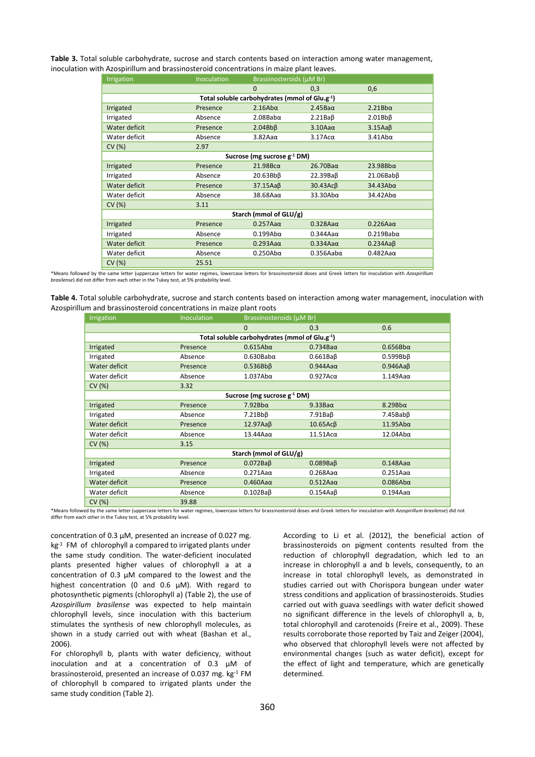**Table 3.** Total soluble carbohydrate, sucrose and starch contents based on interaction among water management, inoculation with Azospirillum and brassinosteroid concentrations in maize plant leaves.

| Irrigation | Inoculation | Brassinosteroids (µM Br) | | |
|---|---|---|---|---|
| | | 0 | 0,3 | 0,6 |
| **Total soluble carbohydrates (mmol of Glu.g$^{-1}$)** | | | | |
| Irrigated | Presence | 2.16Abα | 2.45Baα | 2.21Bbα |
| Irrigated | Absence | 2.08Babα | 2.21Baβ | 2.01Bbβ |
| Water deficit | Presence | 2.04Bbβ | 3.10Aaα | 3.15Aaβ |
| Water deficit | Absence | 3.82Aaα | 3.17Acα | 3.41Abα |
| CV (%) | 2.97 | | | |
| **Sucrose (mg sucrose g$^{-1}$ DM)** | | | | |
| Irrigated | Presence | 21.98Bcα | 26.70Baα | 23.98Bbα |
| Irrigated | Absence | 20.63Bbβ | 22.39Baβ | 21.06Babβ |
| Water deficit | Presence | 37.15Aaβ | 30.43Acβ | 34.43Abα |
| Water deficit | Absence | 38.68Aaα | 33.30Abα | 34.42Abα |
| CV (%) | 3.11 | | | |
| **Starch (mmol of GLU/g)** | | | | |
| Irrigated | Presence | 0.257Aaα | 0.328Aaα | 0.226Aaα |
| Irrigated | Absence | 0.199Abα | 0.344Aaα | 0.219Babα |
| Water deficit | Presence | 0.293Aaα | 0.334Aaα | 0.234Aaβ |
| Water deficit | Absence | 0.250Abα | 0.356Aabα | 0.482Aaα |
| CV (%) | 25.51 | | | |

*Means followed by the same letter (uppercase letters for water regimes, lowercase letters for brassinosteroid doses and Greek letters for inoculation with *Azospirillum brasilense*) did not differ from each other in the Tukey test, at 5% probability level.

**Table 4.** Total soluble carbohydrate, sucrose and starch contents based on interaction among water management, inoculation with Azospirillum and brassinosteroid concentrations in maize plant roots

| Irrigation | Inoculation | Brassinosteroids (µM Br) | | |
|---|---|---|---|---|
| | | 0 | 0.3 | 0.6 |
| **Total soluble carbohydrates (mmol of Glu.g$^{-1}$)** | | | | |
| Irrigated | Presence | 0.615Abα | 0.734Baα | 0.656Bbα |
| Irrigated | Absence | 0.630Babα | 0.661Baβ | 0.599Bbβ |
| Water deficit | Presence | 0.536Bbβ | 0.944Aaα | 0.946Aaβ |
| Water deficit | Absence | 1.037Abα | 0.927Acα | 1.149Aaα |
| CV (%) | 3.32 | | | |
| **Sucrose (mg sucrose g$^{-1}$ DM)** | | | | |
| Irrigated | Presence | 7.92Bbα | 9.33Baα | 8.29Bbα |
| Irrigated | Absence | 7.21Bbβ | 7.91Baβ | 7.45Babβ |
| Water deficit | Presence | 12.97Aaβ | 10.65Acβ | 11.95Abα |
| Water deficit | Absence | 13.44Aaα | 11.51Acα | 12.04Abα |
| CV (%) | 3.15 | | | |
| **Starch (mmol of GLU/g)** | | | | |
| Irrigated | Presence | 0.072Baβ | 0.089Baβ | 0.148Aaα |
| Irrigated | Absence | 0.271Aaα | 0.268Aaα | 0.251Aaα |
| Water deficit | Presence | 0.460Aaα | 0.512Aaα | 0.086Abα |
| Water deficit | Absence | 0.102Baβ | 0.154Aaβ | 0.194Aaα |
| CV (%) | 39.88 | | | |

*Means followed by the same letter (uppercase letters for water regimes, lowercase letters for brassinosteroid doses and Greek letters for inoculation with *Azospirillum brasilense*) did not differ from each other in the Tukey test, at 5% probability level.

concentration of 0.3 µM, presented an increase of 0.027 mg. kg$^{-1}$ FM of chlorophyll a compared to irrigated plants under the same study condition. The water-deficient inoculated plants presented higher values of chlorophyll a at a concentration of 0.3 µM compared to the lowest and the highest concentration (0 and 0.6 µM). With regard to photosynthetic pigments (chlorophyll a) (Table 2), the use of *Azospirillum brasilense* was expected to help maintain chlorophyll levels, since inoculation with this bacterium stimulates the synthesis of new chlorophyll molecules, as shown in a study carried out with wheat (Bashan et al., 2006).

For chlorophyll b, plants with water deficiency, without inoculation and at a concentration of 0.3 µM of brassinosteroid, presented an increase of 0.037 mg. kg$^{-1}$ FM of chlorophyll b compared to irrigated plants under the same study condition (Table 2).

According to Li et al. (2012), the beneficial action of brassinosteroids on pigment contents resulted from the reduction of chlorophyll degradation, which led to an increase in chlorophyll a and b levels, consequently, to an increase in total chlorophyll levels, as demonstrated in studies carried out with Chorispora bungean under water stress conditions and application of brassinosteroids. Studies carried out with guava seedlings with water deficit showed no significant difference in the levels of chlorophyll a, b, total chlorophyll and carotenoids (Freire et al., 2009). These results corroborate those reported by Taiz and Zeiger (2004), who observed that chlorophyll levels were not affected by environmental changes (such as water deficit), except for the effect of light and temperature, which are genetically determined.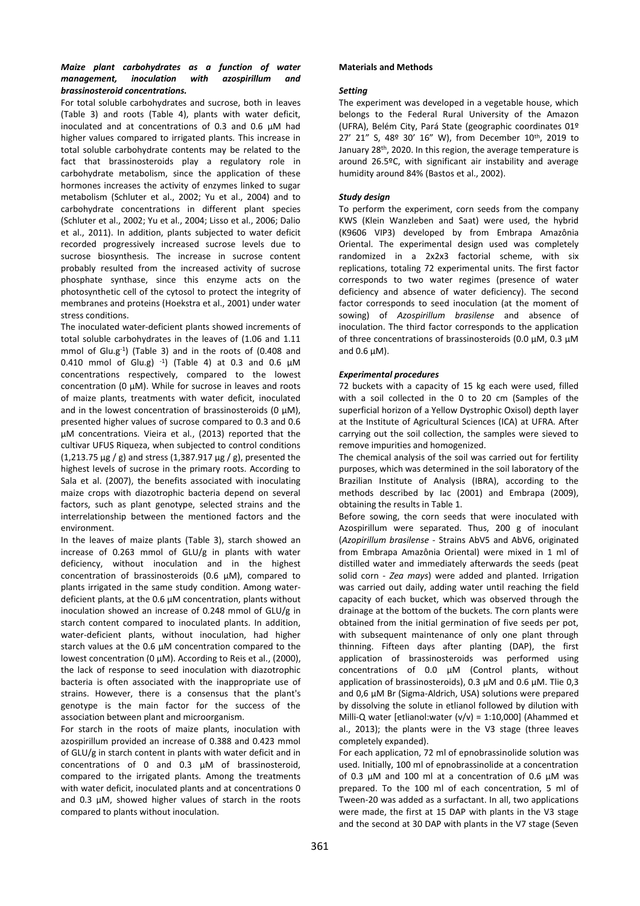### *Maize plant carbohydrates as a function of water management, inoculation with azospirillum and brassinosteroid concentrations.*

For total soluble carbohydrates and sucrose, both in leaves (Table 3) and roots (Table 4), plants with water deficit, inoculated and at concentrations of 0.3 and 0.6 µM had higher values compared to irrigated plants. This increase in total soluble carbohydrate contents may be related to the fact that brassinosteroids play a regulatory role in carbohydrate metabolism, since the application of these hormones increases the activity of enzymes linked to sugar metabolism (Schluter et al., 2002; Yu et al., 2004) and to carbohydrate concentrations in different plant species (Schluter et al., 2002; Yu et al., 2004; Lisso et al., 2006; Dalio et al., 2011). In addition, plants subjected to water deficit recorded progressively increased sucrose levels due to sucrose biosynthesis. The increase in sucrose content probably resulted from the increased activity of sucrose phosphate synthase, since this enzyme acts on the photosynthetic cell of the cytosol to protect the integrity of membranes and proteins (Hoekstra et al., 2001) under water stress conditions.

The inoculated water-deficient plants showed increments of total soluble carbohydrates in the leaves of (1.06 and 1.11 mmol of Glu.g$^{-1}$) (Table 3) and in the roots of (0.408 and 0.410 mmol of Glu.g) $^{-1}$) (Table 4) at 0.3 and 0.6 µM concentrations respectively, compared to the lowest concentration (0 µM). While for sucrose in leaves and roots of maize plants, treatments with water deficit, inoculated and in the lowest concentration of brassinosteroids (0 µM), presented higher values of sucrose compared to 0.3 and 0.6 µM concentrations. Vieira et al., (2013) reported that the cultivar UFUS Riqueza, when subjected to control conditions (1,213.75 µg / g) and stress (1,387.917 µg / g), presented the highest levels of sucrose in the primary roots. According to Sala et al. (2007), the benefits associated with inoculating maize crops with diazotrophic bacteria depend on several factors, such as plant genotype, selected strains and the interrelationship between the mentioned factors and the environment.

In the leaves of maize plants (Table 3), starch showed an increase of 0.263 mmol of GLU/g in plants with water deficiency, without inoculation and in the highest concentration of brassinosteroids (0.6 µM), compared to plants irrigated in the same study condition. Among water-deficient plants, at the 0.6 µM concentration, plants without inoculation showed an increase of 0.248 mmol of GLU/g in starch content compared to inoculated plants. In addition, water-deficient plants, without inoculation, had higher starch values at the 0.6 µM concentration compared to the lowest concentration (0 µM). According to Reis et al., (2000), the lack of response to seed inoculation with diazotrophic bacteria is often associated with the inappropriate use of strains. However, there is a consensus that the plant's genotype is the main factor for the success of the association between plant and microorganism.

For starch in the roots of maize plants, inoculation with azospirillum provided an increase of 0.388 and 0.423 mmol of GLU/g in starch content in plants with water deficit and in concentrations of 0 and 0.3 µM of brassinosteroid, compared to the irrigated plants. Among the treatments with water deficit, inoculated plants and at concentrations 0 and 0.3 µM, showed higher values of starch in the roots compared to plants without inoculation.

## Materials and Methods

### *Setting*

The experiment was developed in a vegetable house, which belongs to the Federal Rural University of the Amazon (UFRA), Belém City, Pará State (geographic coordinates 01º 27' 21" S, 48º 30' 16" W), from December 10th, 2019 to January 28th, 2020. In this region, the average temperature is around 26.5ºC, with significant air instability and average humidity around 84% (Bastos et al., 2002).

### *Study design*

To perform the experiment, corn seeds from the company KWS (Klein Wanzleben and Saat) were used, the hybrid (K9606 VIP3) developed by from Embrapa Amazônia Oriental. The experimental design used was completely randomized in a 2x2x3 factorial scheme, with six replications, totaling 72 experimental units. The first factor corresponds to two water regimes (presence of water deficiency and absence of water deficiency). The second factor corresponds to seed inoculation (at the moment of sowing) of *Azospirillum brasilense* and absence of inoculation. The third factor corresponds to the application of three concentrations of brassinosteroids (0.0 µM, 0.3 µM and 0.6 µM).

### *Experimental procedures*

72 buckets with a capacity of 15 kg each were used, filled with a soil collected in the 0 to 20 cm (Samples of the superficial horizon of a Yellow Dystrophic Oxisol) depth layer at the Institute of Agricultural Sciences (ICA) at UFRA. After carrying out the soil collection, the samples were sieved to remove impurities and homogenized.

The chemical analysis of the soil was carried out for fertility purposes, which was determined in the soil laboratory of the Brazilian Institute of Analysis (IBRA), according to the methods described by Iac (2001) and Embrapa (2009), obtaining the results in Table 1.

Before sowing, the corn seeds that were inoculated with Azospirillum were separated. Thus, 200 g of inoculant (*Azopirillum brasilense* - Strains AbV5 and AbV6, originated from Embrapa Amazônia Oriental) were mixed in 1 ml of distilled water and immediately afterwards the seeds (peat solid corn - *Zea mays*) were added and planted. Irrigation was carried out daily, adding water until reaching the field capacity of each bucket, which was observed through the drainage at the bottom of the buckets. The corn plants were obtained from the initial germination of five seeds per pot, with subsequent maintenance of only one plant through thinning. Fifteen days after planting (DAP), the first application of brassinosteroids was performed using concentrations of 0.0 µM (Control plants, without application of brassinosteroids), 0.3 µM and 0.6 µM. Tlie 0,3 and 0,6 µM Br (Sigma-Aldrich, USA) solutions were prepared by dissolving the solute in etlianol followed by dilution with Milli-Q water [etlianol:water (v/v) = 1:10,000] (Ahammed et al., 2013); the plants were in the V3 stage (three leaves completely expanded).

For each application, 72 ml of epnobrassinolide solution was used. Initially, 100 ml of epnobrassinolide at a concentration of 0.3 µM and 100 ml at a concentration of 0.6 µM was prepared. To the 100 ml of each concentration, 5 ml of Tween-20 was added as a surfactant. In all, two applications were made, the first at 15 DAP with plants in the V3 stage and the second at 30 DAP with plants in the V7 stage (Seven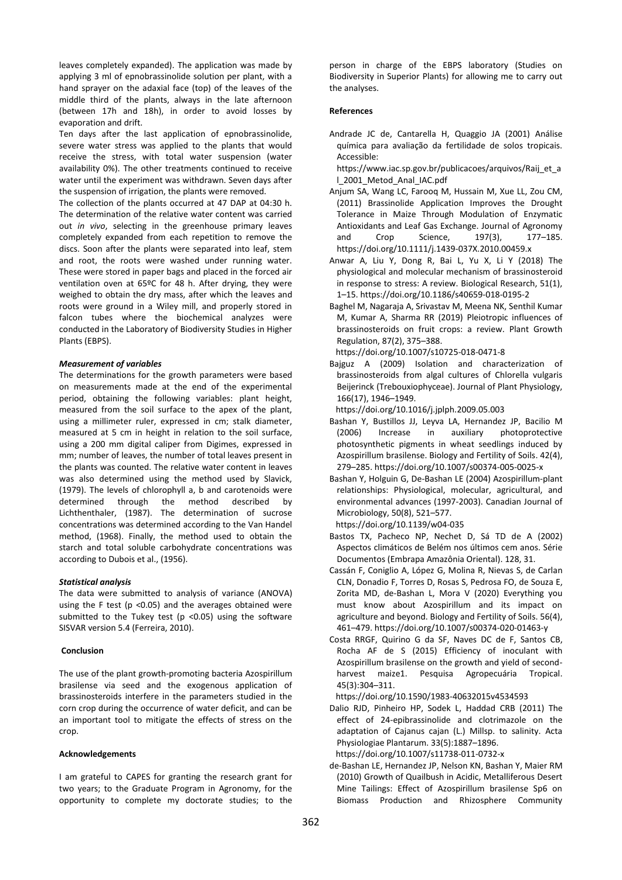leaves completely expanded). The application was made by applying 3 ml of epnobrassinolide solution per plant, with a hand sprayer on the adaxial face (top) of the leaves of the middle third of the plants, always in the late afternoon (between 17h and 18h), in order to avoid losses by evaporation and drift.

Ten days after the last application of epnobrassinolide, severe water stress was applied to the plants that would receive the stress, with total water suspension (water availability 0%). The other treatments continued to receive water until the experiment was withdrawn. Seven days after the suspension of irrigation, the plants were removed.

The collection of the plants occurred at 47 DAP at 04:30 h. The determination of the relative water content was carried out *in vivo*, selecting in the greenhouse primary leaves completely expanded from each repetition to remove the discs. Soon after the plants were separated into leaf, stem and root, the roots were washed under running water. These were stored in paper bags and placed in the forced air ventilation oven at 65ºC for 48 h. After drying, they were weighed to obtain the dry mass, after which the leaves and roots were ground in a Wiley mill, and properly stored in falcon tubes where the biochemical analyzes were conducted in the Laboratory of Biodiversity Studies in Higher Plants (EBPS).

### *Measurement of variables*

The determinations for the growth parameters were based on measurements made at the end of the experimental period, obtaining the following variables: plant height, measured from the soil surface to the apex of the plant, using a millimeter ruler, expressed in cm; stalk diameter, measured at 5 cm in height in relation to the soil surface, using a 200 mm digital caliper from Digimes, expressed in mm; number of leaves, the number of total leaves present in the plants was counted. The relative water content in leaves was also determined using the method used by Slavick, (1979). The levels of chlorophyll a, b and carotenoids were determined through the method described by Lichthenthaler, (1987). The determination of sucrose concentrations was determined according to the Van Handel method, (1968). Finally, the method used to obtain the starch and total soluble carbohydrate concentrations was according to Dubois et al., (1956).

### *Statistical analysis*

The data were submitted to analysis of variance (ANOVA) using the F test ($p < 0.05$) and the averages obtained were submitted to the Tukey test ($p < 0.05$) using the software SISVAR version 5.4 (Ferreira, 2010).

## Conclusion

The use of the plant growth-promoting bacteria Azospirillum brasilense via seed and the exogenous application of brassinosteroids interfere in the parameters studied in the corn crop during the occurrence of water deficit, and can be an important tool to mitigate the effects of stress on the crop.

## Acknowledgements

I am grateful to CAPES for granting the research grant for two years; to the Graduate Program in Agronomy, for the opportunity to complete my doctorate studies; to the person in charge of the EBPS laboratory (Studies on Biodiversity in Superior Plants) for allowing me to carry out the analyses.

## References

Andrade JC de, Cantarella H, Quaggio JA (2001) Análise química para avaliação da fertilidade de solos tropicais. Accessible: https://www.iac.sp.gov.br/publicacoes/arquivos/Raij_et_al_2001_Metod_Anal_IAC.pdf

Anjum SA, Wang LC, Farooq M, Hussain M, Xue LL, Zou CM, (2011) Brassinolide Application Improves the Drought Tolerance in Maize Through Modulation of Enzymatic Antioxidants and Leaf Gas Exchange. Journal of Agronomy and Crop Science, 197(3), 177–185. https://doi.org/10.1111/j.1439-037X.2010.00459.x

Anwar A, Liu Y, Dong R, Bai L, Yu X, Li Y (2018) The physiological and molecular mechanism of brassinosteroid in response to stress: A review. Biological Research, 51(1), 1–15. https://doi.org/10.1186/s40659-018-0195-2

Baghel M, Nagaraja A, Srivastav M, Meena NK, Senthil Kumar M, Kumar A, Sharma RR (2019) Pleiotropic influences of brassinosteroids on fruit crops: a review. Plant Growth Regulation, 87(2), 375–388. https://doi.org/10.1007/s10725-018-0471-8

Bajguz A (2009) Isolation and characterization of brassinosteroids from algal cultures of Chlorella vulgaris Beijerinck (Trebouxiophyceae). Journal of Plant Physiology, 166(17), 1946–1949. https://doi.org/10.1016/j.jplph.2009.05.003

Bashan Y, Bustillos JJ, Leyva LA, Hernandez JP, Bacilio M (2006) Increase in auxiliary photoprotective photosynthetic pigments in wheat seedlings induced by Azospirillum brasilense. Biology and Fertility of Soils. 42(4), 279–285. https://doi.org/10.1007/s00374-005-0025-x

Bashan Y, Holguin G, De-Bashan LE (2004) Azospirillum-plant relationships: Physiological, molecular, agricultural, and environmental advances (1997-2003). Canadian Journal of Microbiology, 50(8), 521–577. https://doi.org/10.1139/w04-035

Bastos TX, Pacheco NP, Nechet D, Sá TD de A (2002) Aspectos climáticos de Belém nos últimos cem anos. Série Documentos (Embrapa Amazônia Oriental). 128, 31.

Cassán F, Coniglio A, López G, Molina R, Nievas S, de Carlan CLN, Donadio F, Torres D, Rosas S, Pedrosa FO, de Souza E, Zorita MD, de-Bashan L, Mora V (2020) Everything you must know about Azospirillum and its impact on agriculture and beyond. Biology and Fertility of Soils. 56(4), 461–479. https://doi.org/10.1007/s00374-020-01463-y

Costa RRGF, Quirino G da SF, Naves DC de F, Santos CB, Rocha AF de S (2015) Efficiency of inoculant with Azospirillum brasilense on the growth and yield of second-harvest maize1. Pesquisa Agropecuária Tropical. 45(3):304–311. https://doi.org/10.1590/1983-40632015v4534593

Dalio RJD, Pinheiro HP, Sodek L, Haddad CRB (2011) The effect of 24-epibrassinolide and clotrimazole on the adaptation of Cajanus cajan (L.) Millsp. to salinity. Acta Physiologiae Plantarum. 33(5):1887–1896. https://doi.org/10.1007/s11738-011-0732-x

de-Bashan LE, Hernandez JP, Nelson KN, Bashan Y, Maier RM (2010) Growth of Quailbush in Acidic, Metalliferous Desert Mine Tailings: Effect of Azospirillum brasilense Sp6 on Biomass Production and Rhizosphere Community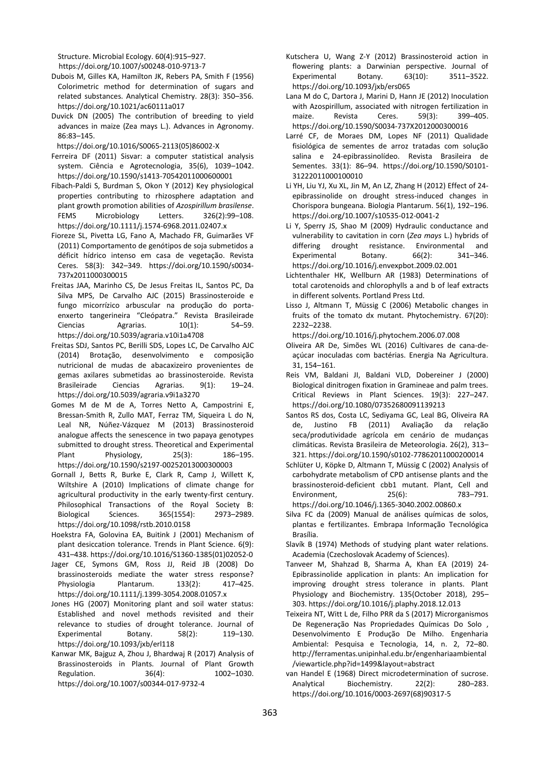Structure. Microbial Ecology. 60(4):915–927. https://doi.org/10.1007/s00248-010-9713-7

Dubois M, Gilles KA, Hamilton JK, Rebers PA, Smith F (1956) Colorimetric method for determination of sugars and related substances. Analytical Chemistry. 28(3): 350–356. https://doi.org/10.1021/ac60111a017

Duvick DN (2005) The contribution of breeding to yield advances in maize (Zea mays L.). Advances in Agronomy. 86:83–145. https://doi.org/10.1016/S0065-2113(05)86002-X

Ferreira DF (2011) Sisvar: a computer statistical analysis system. Ciência e Agrotecnologia, 35(6), 1039–1042. https://doi.org/10.1590/s1413-70542011000600001

Fibach-Paldi S, Burdman S, Okon Y (2012) Key physiological properties contributing to rhizosphere adaptation and plant growth promotion abilities of *Azospirillum brasilense*. FEMS Microbiology Letters. 326(2):99–108. https://doi.org/10.1111/j.1574-6968.2011.02407.x

Fioreze SL, Pivetta LG, Fano A, Machado FR, Guimarães VF (2011) Comportamento de genótipos de soja submetidos a déficit hídrico intenso em casa de vegetação. Revista Ceres. 58(3): 342–349. https://doi.org/10.1590/s0034-737x2011000300015

Freitas JAA, Marinho CS, De Jesus Freitas IL, Santos PC, Da Silva MPS, De Carvalho AJC (2015) Brassinosteroide e fungo micorrízico arbuscular na produção do porta-enxerto tangerineira "Cleópatra." Revista Brasileirade Ciencias Agrarias. 10(1): 54–59. https://doi.org/10.5039/agraria.v10i1a4708

Freitas SDJ, Santos PC, Berilli SDS, Lopes LC, De Carvalho AJC (2014) Brotação, desenvolvimento e composição nutricional de mudas de abacaxizeiro provenientes de gemas axilares submetidas ao brassinosteroide. Revista Brasileirade Ciencias Agrarias. 9(1): 19–24. https://doi.org/10.5039/agraria.v9i1a3270

Gomes M de M de A, Torres Netto A, Campostrini E, Bressan-Smith R, Zullo MAT, Ferraz TM, Siqueira L do N, Leal NR, Núñez-Vázquez M (2013) Brassinosteroid analogue affects the senescence in two papaya genotypes submitted to drought stress. Theoretical and Experimental Plant Physiology, 25(3): 186–195. https://doi.org/10.1590/s2197-00252013000300003

Gornall J, Betts R, Burke E, Clark R, Camp J, Willett K, Wiltshire A (2010) Implications of climate change for agricultural productivity in the early twenty-first century. Philosophical Transactions of the Royal Society B: Biological Sciences. 365(1554): 2973–2989. https://doi.org/10.1098/rstb.2010.0158

Hoekstra FA, Golovina EA, Buitink J (2001) Mechanism of plant desiccation tolerance. Trends in Plant Science. 6(9): 431–438. https://doi.org/10.1016/S1360-1385(01)02052-0

Jager CE, Symons GM, Ross JJ, Reid JB (2008) Do brassinosteroids mediate the water stress response? Physiologia Plantarum. 133(2): 417–425. https://doi.org/10.1111/j.1399-3054.2008.01057.x

Jones HG (2007) Monitoring plant and soil water status: Established and novel methods revisited and their relevance to studies of drought tolerance. Journal of Experimental Botany. 58(2): 119–130. https://doi.org/10.1093/jxb/erl118

Kanwar MK, Bajguz A, Zhou J, Bhardwaj R (2017) Analysis of Brassinosteroids in Plants. Journal of Plant Growth Regulation. 36(4): 1002–1030. https://doi.org/10.1007/s00344-017-9732-4

Kutschera U, Wang Z-Y (2012) Brassinosteroid action in flowering plants: a Darwinian perspective. Journal of Experimental Botany. 63(10): 3511–3522. https://doi.org/10.1093/jxb/ers065

Lana M do C, Dartora J, Marini D, Hann JE (2012) Inoculation with Azospirillum, associated with nitrogen fertilization in maize. Revista Ceres. 59(3): 399–405. https://doi.org/10.1590/S0034-737X2012000300016

Larré CF, de Moraes DM, Lopes NF (2011) Qualidade fisiológica de sementes de arroz tratadas com solução salina e 24-epibrassinolídeo. Revista Brasileira de Sementes. 33(1): 86–94. https://doi.org/10.1590/S0101-31222011000100010

Li YH, Liu YJ, Xu XL, Jin M, An LZ, Zhang H (2012) Effect of 24-epibrassinolide on drought stress-induced changes in Chorispora bungeana. Biologia Plantarum. 56(1), 192–196. https://doi.org/10.1007/s10535-012-0041-2

Li Y, Sperry JS, Shao M (2009) Hydraulic conductance and vulnerability to cavitation in corn (*Zea mays* L.) hybrids of differing drought resistance. Environmental and Experimental Botany. 66(2): 341–346. https://doi.org/10.1016/j.envexpbot.2009.02.001

Lichtenthaler HK, Wellburn AR (1983) Determinations of total carotenoids and chlorophylls a and b of leaf extracts in different solvents. Portland Press Ltd.

Lisso J, Altmann T, Müssig C (2006) Metabolic changes in fruits of the tomato dx mutant. Phytochemistry. 67(20): 2232–2238. https://doi.org/10.1016/j.phytochem.2006.07.008

Oliveira AR De, Simões WL (2016) Cultivares de cana-de-açúcar inoculadas com bactérias. Energia Na Agricultura. 31, 154–161.

Reis VM, Baldani JI, Baldani VLD, Dobereiner J (2000) Biological dinitrogen fixation in Gramineae and palm trees. Critical Reviews in Plant Sciences. 19(3): 227–247. https://doi.org/10.1080/07352680091139213

Santos RS dos, Costa LC, Sediyama GC, Leal BG, Oliveira RA de, Justino FB (2011) Avaliação da relação seca/produtividade agrícola em cenário de mudanças climáticas. Revista Brasileira de Meteorologia. 26(2), 313–321. https://doi.org/10.1590/s0102-77862011000200014

Schlüter U, Köpke D, Altmann T, Müssig C (2002) Analysis of carbohydrate metabolism of CPD antisense plants and the brassinosteroid-deficient cbb1 mutant. Plant, Cell and Environment, 25(6): 783–791. https://doi.org/10.1046/j.1365-3040.2002.00860.x

Silva FC da (2009) Manual de análises químicas de solos, plantas e fertilizantes. Embrapa Informação Tecnológica Brasília.

Slavík B (1974) Methods of studying plant water relations. Academia (Czechoslovak Academy of Sciences).

Tanveer M, Shahzad B, Sharma A, Khan EA (2019) 24-Epibrassinolide application in plants: An implication for improving drought stress tolerance in plants. Plant Physiology and Biochemistry. 135(October 2018), 295–303. https://doi.org/10.1016/j.plaphy.2018.12.013

Teixeira NT, Witt L de, Filho PRR da S (2017) Microrganismos De Regeneração Nas Propriedades Químicas Do Solo , Desenvolvimento E Produção De Milho. Engenharia Ambiental: Pesquisa e Tecnologia, 14, n. 2, 72–80. http://ferramentas.unipinhal.edu.br/engenhariaambiental/viewarticle.php?id=1499&layout=abstract

van Handel E (1968) Direct microdetermination of sucrose. Analytical Biochemistry. 22(2): 280–283. https://doi.org/10.1016/0003-2697(68)90317-5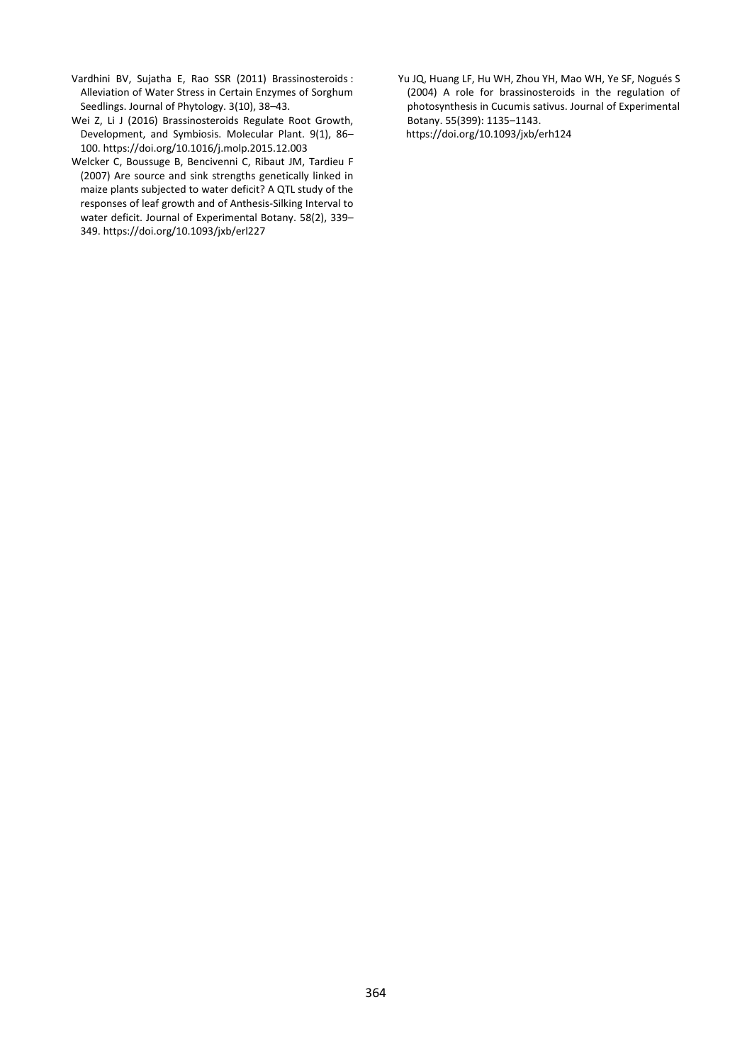Vardhini BV, Sujatha E, Rao SSR (2011) Brassinosteroids : Alleviation of Water Stress in Certain Enzymes of Sorghum Seedlings. Journal of Phytology. 3(10), 38–43.

Wei Z, Li J (2016) Brassinosteroids Regulate Root Growth, Development, and Symbiosis. Molecular Plant. 9(1), 86–100. https://doi.org/10.1016/j.molp.2015.12.003

Welcker C, Boussuge B, Bencivenni C, Ribaut JM, Tardieu F (2007) Are source and sink strengths genetically linked in maize plants subjected to water deficit? A QTL study of the responses of leaf growth and of Anthesis-Silking Interval to water deficit. Journal of Experimental Botany. 58(2), 339–349. https://doi.org/10.1093/jxb/erl227

Yu JQ, Huang LF, Hu WH, Zhou YH, Mao WH, Ye SF, Nogués S (2004) A role for brassinosteroids in the regulation of photosynthesis in Cucumis sativus. Journal of Experimental Botany. 55(399): 1135–1143. https://doi.org/10.1093/jxb/erh124